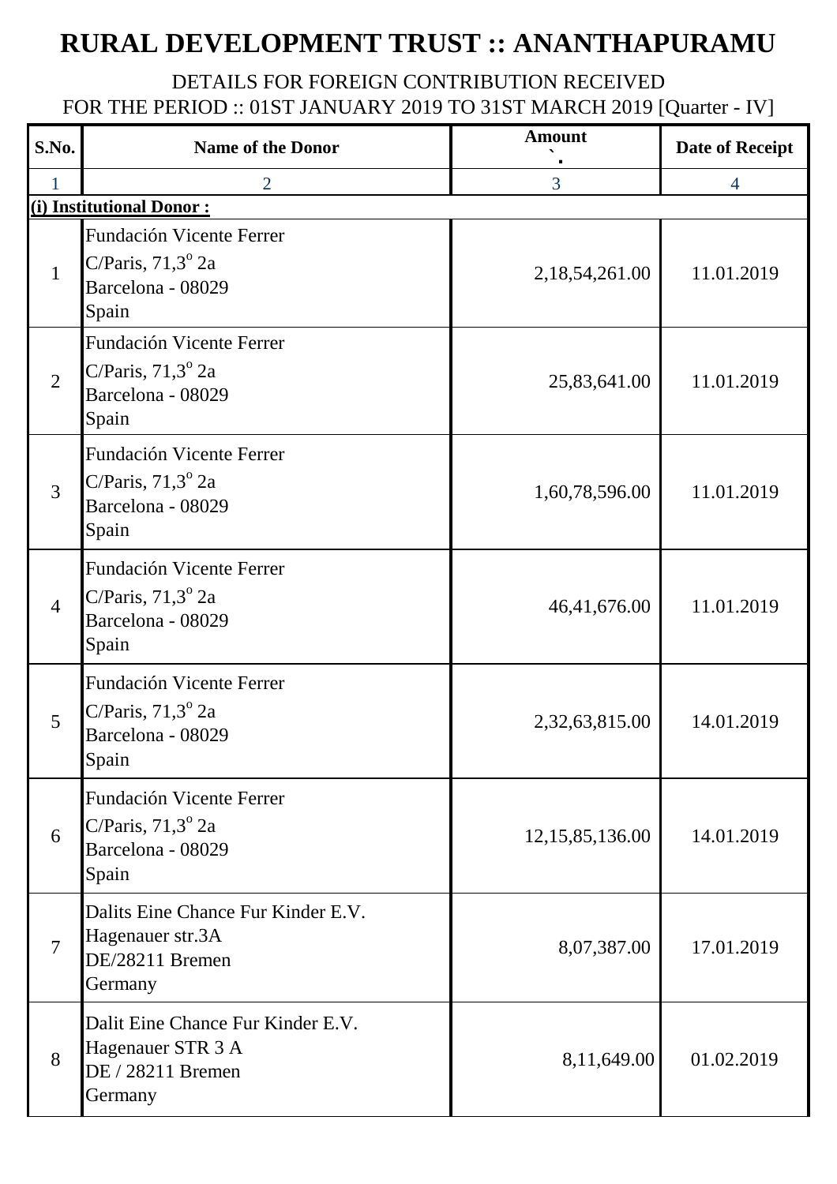# RURAL DEVELOPMENT TRUST :: ANANTHAPURAMU

DETAILS FOR FOREIGN CONTRIBUTION RECEIVED
FOR THE PERIOD :: 01ST JANUARY 2019 TO 31ST MARCH 2019 [Quarter - IV]

| S.No. | Name of the Donor | Amount ` | Date of Receipt |
|---|---|---|---|
| 1 | 2 | 3 | 4 |
| **(i) Institutional Donor :** | | | |
| 1 | Fundación Vicente Ferrer<br>C/Paris, 71,3$^{o}$ 2a<br>Barcelona - 08029<br>Spain | 2,18,54,261.00 | 11.01.2019 |
| 2 | Fundación Vicente Ferrer<br>C/Paris, 71,3$^{o}$ 2a<br>Barcelona - 08029<br>Spain | 25,83,641.00 | 11.01.2019 |
| 3 | Fundación Vicente Ferrer<br>C/Paris, 71,3$^{o}$ 2a<br>Barcelona - 08029<br>Spain | 1,60,78,596.00 | 11.01.2019 |
| 4 | Fundación Vicente Ferrer<br>C/Paris, 71,3$^{o}$ 2a<br>Barcelona - 08029<br>Spain | 46,41,676.00 | 11.01.2019 |
| 5 | Fundación Vicente Ferrer<br>C/Paris, 71,3$^{o}$ 2a<br>Barcelona - 08029<br>Spain | 2,32,63,815.00 | 14.01.2019 |
| 6 | Fundación Vicente Ferrer<br>C/Paris, 71,3$^{o}$ 2a<br>Barcelona - 08029<br>Spain | 12,15,85,136.00 | 14.01.2019 |
| 7 | Dalits Eine Chance Fur Kinder E.V.<br>Hagenauer str.3A<br>DE/28211 Bremen<br>Germany | 8,07,387.00 | 17.01.2019 |
| 8 | Dalit Eine Chance Fur Kinder E.V.<br>Hagenauer STR 3 A<br>DE / 28211 Bremen<br>Germany | 8,11,649.00 | 01.02.2019 |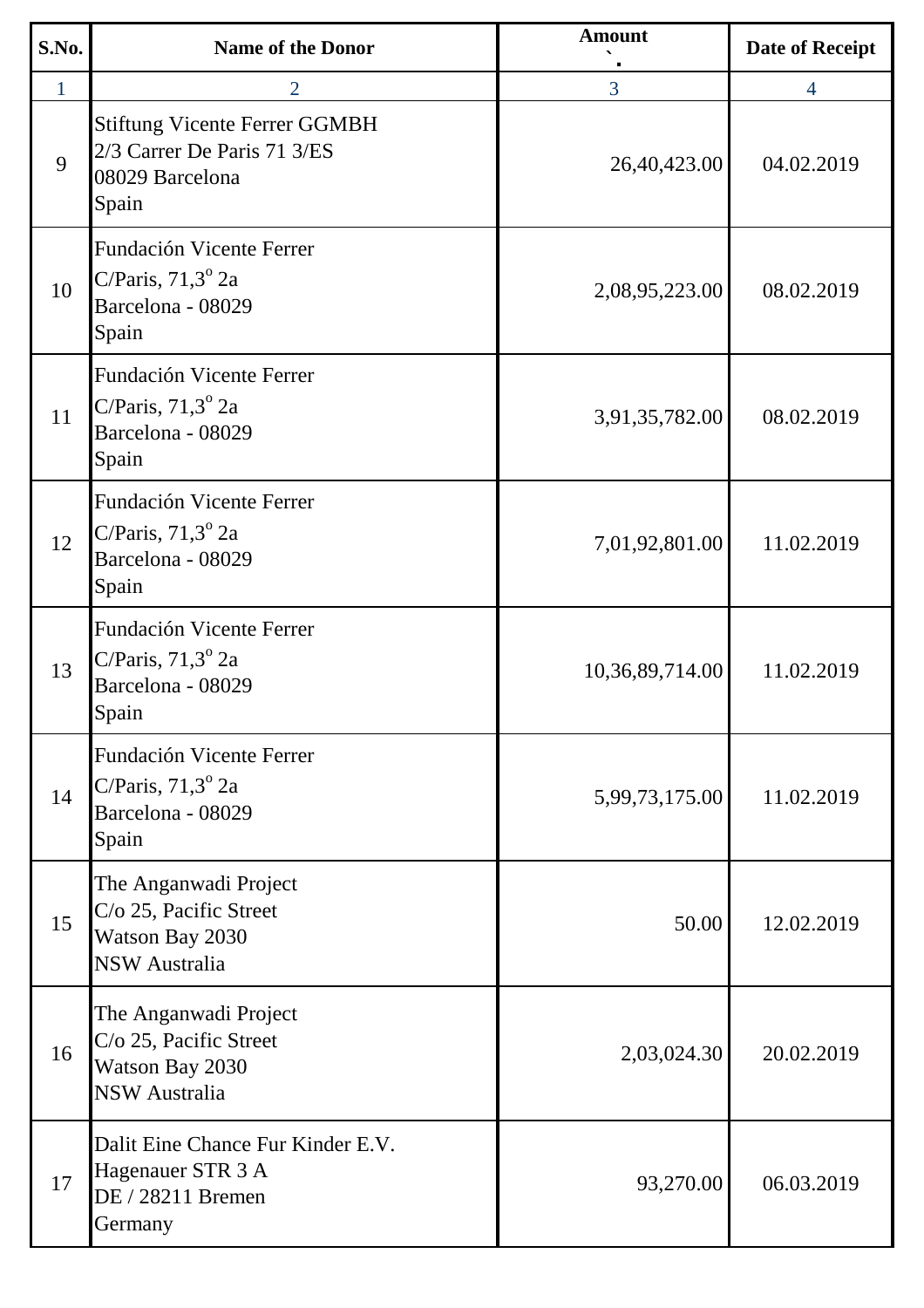| S.No. | Name of the Donor | Amount<br>` | Date of Receipt |
|---|---|---|---|
| 1 | 2 | 3 | 4 |
| 9 | Stiftung Vicente Ferrer GGMBH<br>2/3 Carrer De Paris 71 3/ES<br>08029 Barcelona<br>Spain | 26,40,423.00 | 04.02.2019 |
| 10 | Fundación Vicente Ferrer<br>C/Paris, 71,3º 2a<br>Barcelona - 08029<br>Spain | 2,08,95,223.00 | 08.02.2019 |
| 11 | Fundación Vicente Ferrer<br>C/Paris, 71,3º 2a<br>Barcelona - 08029<br>Spain | 3,91,35,782.00 | 08.02.2019 |
| 12 | Fundación Vicente Ferrer<br>C/Paris, 71,3º 2a<br>Barcelona - 08029<br>Spain | 7,01,92,801.00 | 11.02.2019 |
| 13 | Fundación Vicente Ferrer<br>C/Paris, 71,3º 2a<br>Barcelona - 08029<br>Spain | 10,36,89,714.00 | 11.02.2019 |
| 14 | Fundación Vicente Ferrer<br>C/Paris, 71,3º 2a<br>Barcelona - 08029<br>Spain | 5,99,73,175.00 | 11.02.2019 |
| 15 | The Anganwadi Project<br>C/o 25, Pacific Street<br>Watson Bay 2030<br>NSW Australia | 50.00 | 12.02.2019 |
| 16 | The Anganwadi Project<br>C/o 25, Pacific Street<br>Watson Bay 2030<br>NSW Australia | 2,03,024.30 | 20.02.2019 |
| 17 | Dalit Eine Chance Fur Kinder E.V.<br>Hagenauer STR 3 A<br>DE / 28211 Bremen<br>Germany | 93,270.00 | 06.03.2019 |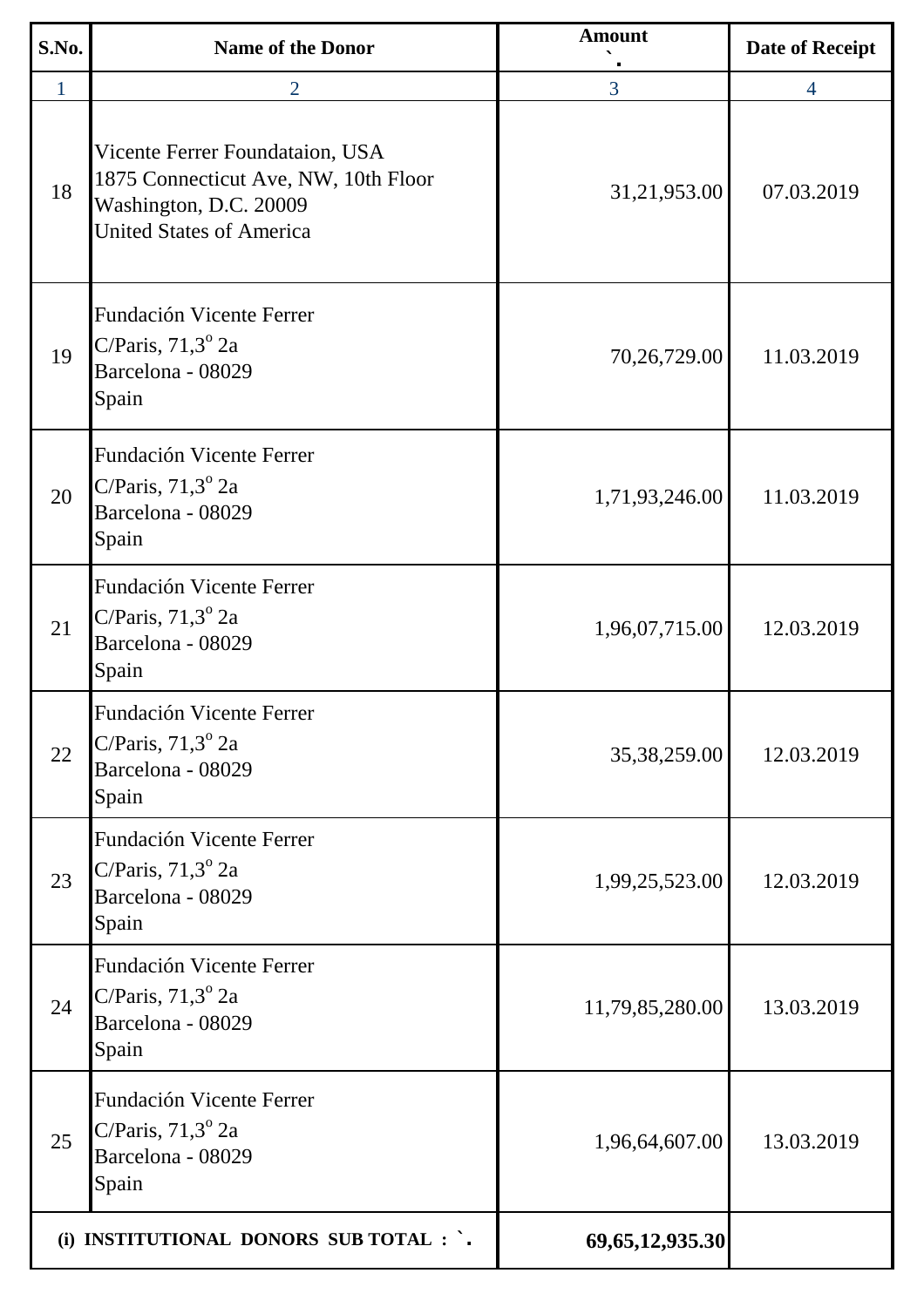| S.No. | Name of the Donor | Amount ` . | Date of Receipt |
|---|---|---|---|
| 1 | 2 | 3 | 4 |
| 18 | Vicente Ferrer Foundataion, USA<br>1875 Connecticut Ave, NW, 10th Floor<br>Washington, D.C. 20009<br>United States of America | 31,21,953.00 | 07.03.2019 |
| 19 | Fundación Vicente Ferrer<br>C/Paris, 71,3$^{o}$ 2a<br>Barcelona - 08029<br>Spain | 70,26,729.00 | 11.03.2019 |
| 20 | Fundación Vicente Ferrer<br>C/Paris, 71,3$^{o}$ 2a<br>Barcelona - 08029<br>Spain | 1,71,93,246.00 | 11.03.2019 |
| 21 | Fundación Vicente Ferrer<br>C/Paris, 71,3$^{o}$ 2a<br>Barcelona - 08029<br>Spain | 1,96,07,715.00 | 12.03.2019 |
| 22 | Fundación Vicente Ferrer<br>C/Paris, 71,3$^{o}$ 2a<br>Barcelona - 08029<br>Spain | 35,38,259.00 | 12.03.2019 |
| 23 | Fundación Vicente Ferrer<br>C/Paris, 71,3$^{o}$ 2a<br>Barcelona - 08029<br>Spain | 1,99,25,523.00 | 12.03.2019 |
| 24 | Fundación Vicente Ferrer<br>C/Paris, 71,3$^{o}$ 2a<br>Barcelona - 08029<br>Spain | 11,79,85,280.00 | 13.03.2019 |
| 25 | Fundación Vicente Ferrer<br>C/Paris, 71,3$^{o}$ 2a<br>Barcelona - 08029<br>Spain | 1,96,64,607.00 | 13.03.2019 |
| **(i) INSTITUTIONAL DONORS SUB TOTAL : ` .** | | **69,65,12,935.30** | |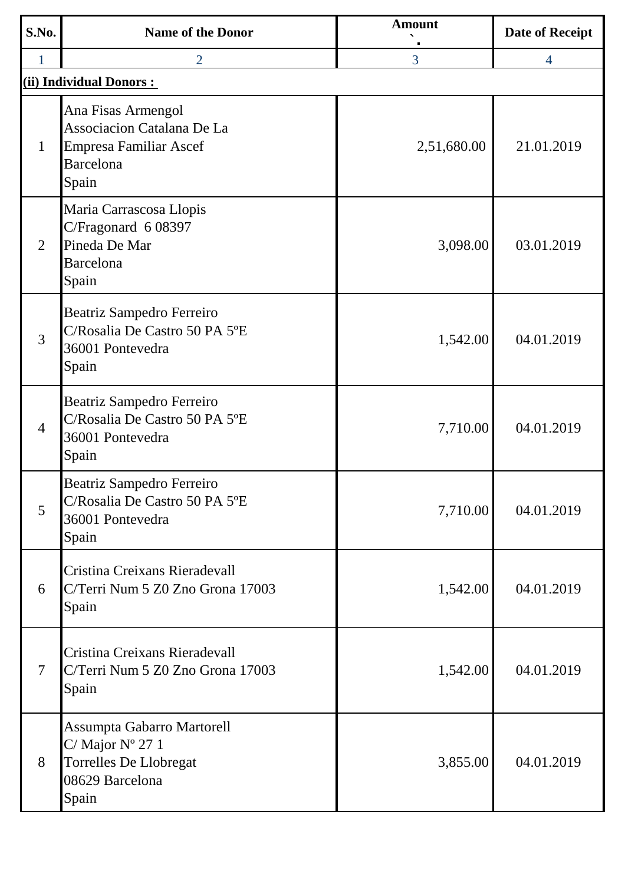| S.No. | Name of the Donor | Amount ` | Date of Receipt |
|---|---|---|---|
| 1 | 2 | 3 | 4 |
| **(ii) Individual Donors :** | | | |
| 1 | Ana Fisas Armengol<br>Associacion Catalana De La<br>Empresa Familiar Ascef<br>Barcelona<br>Spain | 2,51,680.00 | 21.01.2019 |
| 2 | Maria Carrascosa Llopis<br>C/Fragonard 6 08397<br>Pineda De Mar<br>Barcelona<br>Spain | 3,098.00 | 03.01.2019 |
| 3 | Beatriz Sampedro Ferreiro<br>C/Rosalia De Castro 50 PA 5ºE<br>36001 Pontevedra<br>Spain | 1,542.00 | 04.01.2019 |
| 4 | Beatriz Sampedro Ferreiro<br>C/Rosalia De Castro 50 PA 5ºE<br>36001 Pontevedra<br>Spain | 7,710.00 | 04.01.2019 |
| 5 | Beatriz Sampedro Ferreiro<br>C/Rosalia De Castro 50 PA 5ºE<br>36001 Pontevedra<br>Spain | 7,710.00 | 04.01.2019 |
| 6 | Cristina Creixans Rieradevall<br>C/Terri Num 5 Z0 Zno Grona 17003<br>Spain | 1,542.00 | 04.01.2019 |
| 7 | Cristina Creixans Rieradevall<br>C/Terri Num 5 Z0 Zno Grona 17003<br>Spain | 1,542.00 | 04.01.2019 |
| 8 | Assumpta Gabarro Martorell<br>C/ Major Nº 27 1<br>Torrelles De Llobregat<br>08629 Barcelona<br>Spain | 3,855.00 | 04.01.2019 |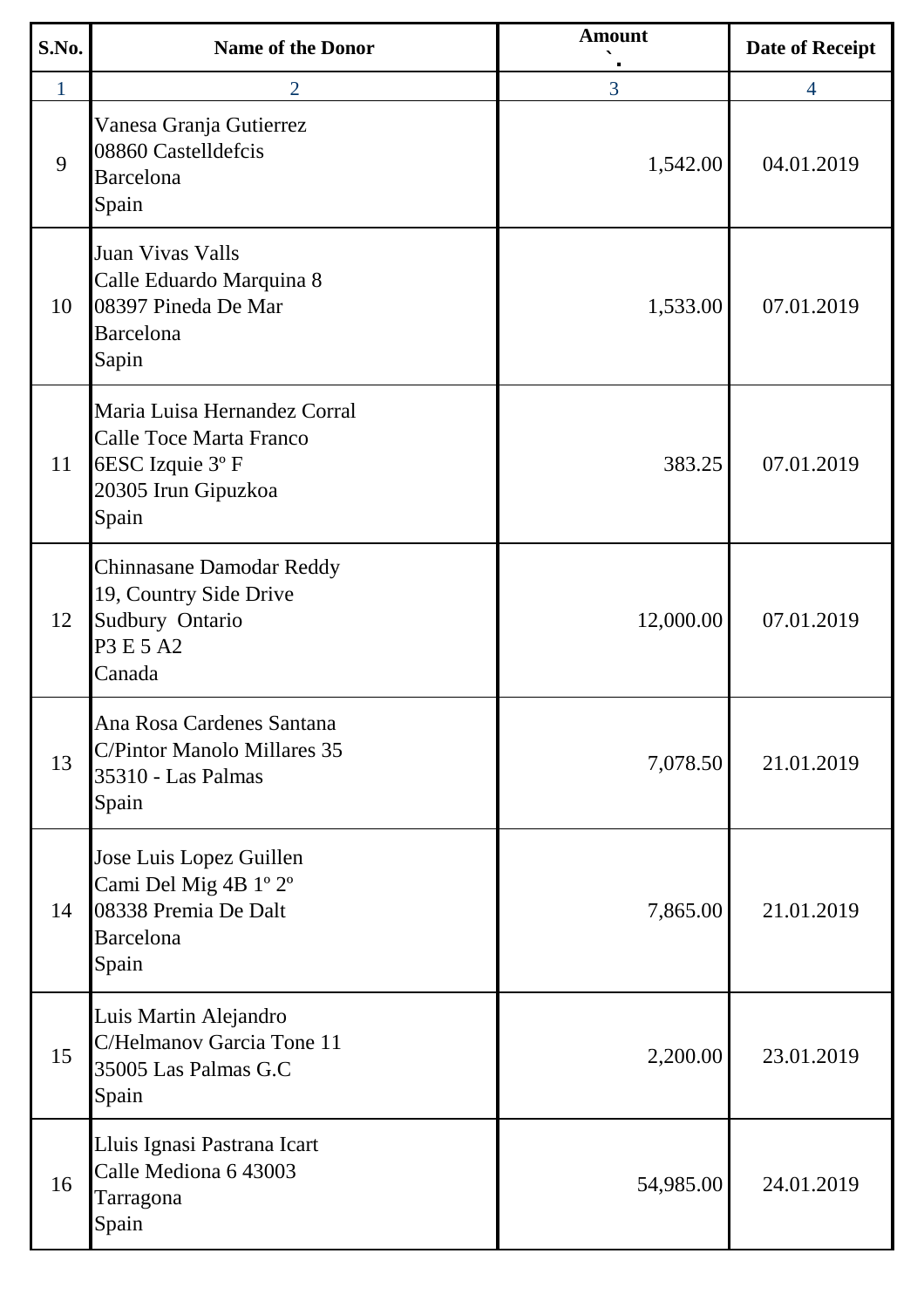| S.No. | Name of the Donor | Amount ` | Date of Receipt |
|---|---|---|---|
| 1 | 2 | 3 | 4 |
| 9 | Vanesa Granja Gutierrez<br>08860 Castelldefcis<br>Barcelona<br>Spain | 1,542.00 | 04.01.2019 |
| 10 | Juan Vivas Valls<br>Calle Eduardo Marquina 8<br>08397 Pineda De Mar<br>Barcelona<br>Sapin | 1,533.00 | 07.01.2019 |
| 11 | Maria Luisa Hernandez Corral<br>Calle Toce Marta Franco<br>6ESC Izquie 3º F<br>20305 Irun Gipuzkoa<br>Spain | 383.25 | 07.01.2019 |
| 12 | Chinnasane Damodar Reddy<br>19, Country Side Drive<br>Sudbury Ontario<br>P3 E 5 A2<br>Canada | 12,000.00 | 07.01.2019 |
| 13 | Ana Rosa Cardenes Santana<br>C/Pintor Manolo Millares 35<br>35310 - Las Palmas<br>Spain | 7,078.50 | 21.01.2019 |
| 14 | Jose Luis Lopez Guillen<br>Cami Del Mig 4B 1º 2º<br>08338 Premia De Dalt<br>Barcelona<br>Spain | 7,865.00 | 21.01.2019 |
| 15 | Luis Martin Alejandro<br>C/Helmanov Garcia Tone 11<br>35005 Las Palmas G.C<br>Spain | 2,200.00 | 23.01.2019 |
| 16 | Lluis Ignasi Pastrana Icart<br>Calle Mediona 6 43003<br>Tarragona<br>Spain | 54,985.00 | 24.01.2019 |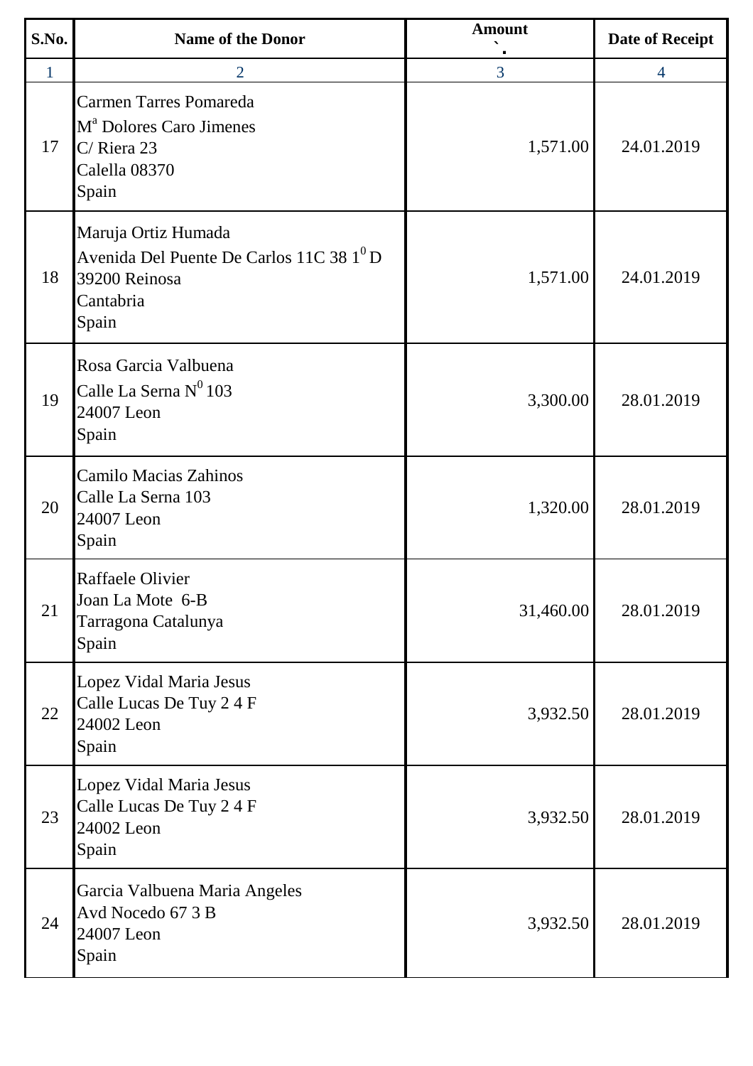| S.No. | Name of the Donor | Amount ` | Date of Receipt |
|---|---|---|---|
| 1 | 2 | 3 | 4 |
| 17 | Carmen Tarres Pomareda<br>M[a] Dolores Caro Jimenes<br>C/ Riera 23<br>Calella 08370<br>Spain | 1,571.00 | 24.01.2019 |
| 18 | Maruja Ortiz Humada<br>Avenida Del Puente De Carlos 11C 38 1[0] D<br>39200 Reinosa<br>Cantabria<br>Spain | 1,571.00 | 24.01.2019 |
| 19 | Rosa Garcia Valbuena<br>Calle La Serna N[0] 103<br>24007 Leon<br>Spain | 3,300.00 | 28.01.2019 |
| 20 | Camilo Macias Zahinos<br>Calle La Serna 103<br>24007 Leon<br>Spain | 1,320.00 | 28.01.2019 |
| 21 | Raffaele Olivier<br>Joan La Mote 6-B<br>Tarragona Catalunya<br>Spain | 31,460.00 | 28.01.2019 |
| 22 | Lopez Vidal Maria Jesus<br>Calle Lucas De Tuy 2 4 F<br>24002 Leon<br>Spain | 3,932.50 | 28.01.2019 |
| 23 | Lopez Vidal Maria Jesus<br>Calle Lucas De Tuy 2 4 F<br>24002 Leon<br>Spain | 3,932.50 | 28.01.2019 |
| 24 | Garcia Valbuena Maria Angeles<br>Avd Nocedo 67 3 B<br>24007 Leon<br>Spain | 3,932.50 | 28.01.2019 |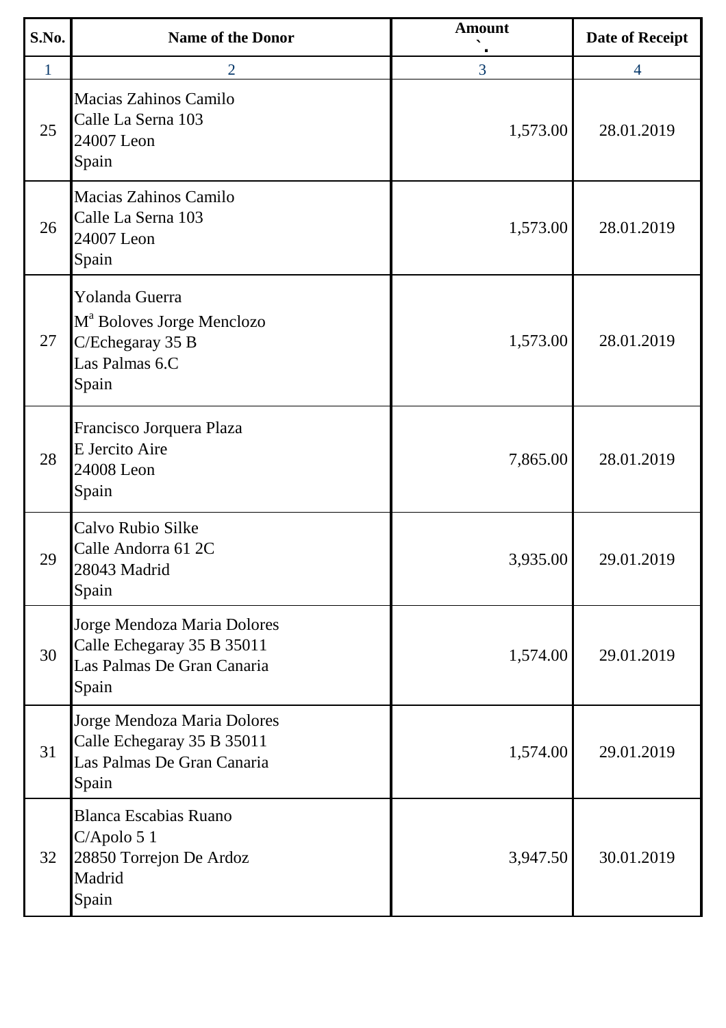| S.No. | Name of the Donor | Amount | Date of Receipt |
|---|---|---|---|
| 1 | 2 | 3 | 4 |
| 25 | Macias Zahinos Camilo<br>Calle La Serna 103<br>24007 Leon<br>Spain | 1,573.00 | 28.01.2019 |
| 26 | Macias Zahinos Camilo<br>Calle La Serna 103<br>24007 Leon<br>Spain | 1,573.00 | 28.01.2019 |
| 27 | Yolanda Guerra<br>M[a] Boloves Jorge Menclozo<br>C/Echegaray 35 B<br>Las Palmas 6.C<br>Spain | 1,573.00 | 28.01.2019 |
| 28 | Francisco Jorquera Plaza<br>E Jercito Aire<br>24008 Leon<br>Spain | 7,865.00 | 28.01.2019 |
| 29 | Calvo Rubio Silke<br>Calle Andorra 61 2C<br>28043 Madrid<br>Spain | 3,935.00 | 29.01.2019 |
| 30 | Jorge Mendoza Maria Dolores<br>Calle Echegaray 35 B 35011<br>Las Palmas De Gran Canaria<br>Spain | 1,574.00 | 29.01.2019 |
| 31 | Jorge Mendoza Maria Dolores<br>Calle Echegaray 35 B 35011<br>Las Palmas De Gran Canaria<br>Spain | 1,574.00 | 29.01.2019 |
| 32 | Blanca Escabias Ruano<br>C/Apolo 5 1<br>28850 Torrejon De Ardoz<br>Madrid<br>Spain | 3,947.50 | 30.01.2019 |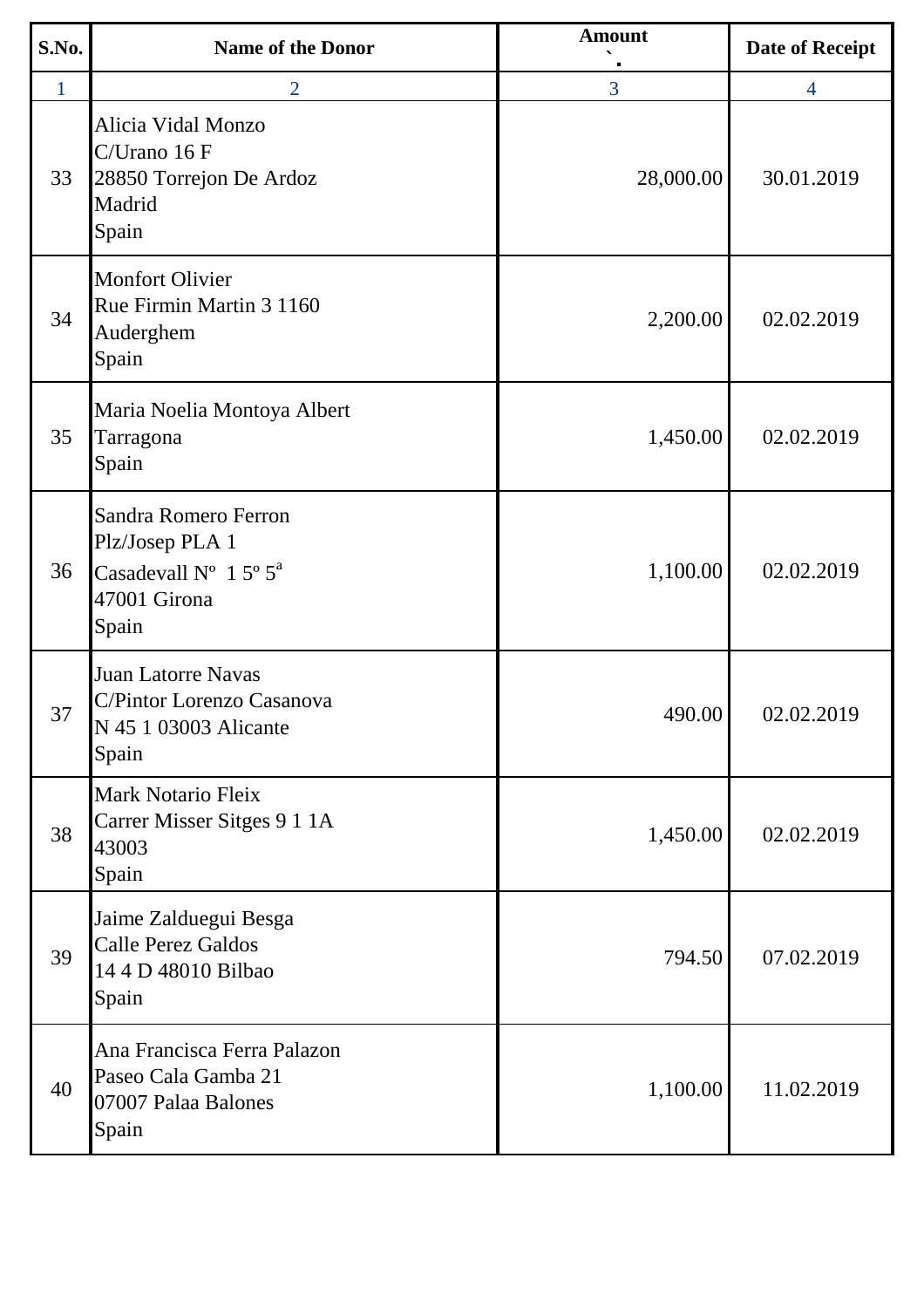| S.No. | Name of the Donor | Amount ` | Date of Receipt |
|---|---|---|---|
| 1 | 2 | 3 | 4 |
| 33 | Alicia Vidal Monzo<br>C/Urano 16 F<br>28850 Torrejon De Ardoz<br>Madrid<br>Spain | 28,000.00 | 30.01.2019 |
| 34 | Monfort Olivier<br>Rue Firmin Martin 3 1160<br>Auderghem<br>Spain | 2,200.00 | 02.02.2019 |
| 35 | Maria Noelia Montoya Albert<br>Tarragona<br>Spain | 1,450.00 | 02.02.2019 |
| 36 | Sandra Romero Ferron<br>Plz/Josep PLA 1<br>Casadevall Nº 1 5º 5ª<br>47001 Girona<br>Spain | 1,100.00 | 02.02.2019 |
| 37 | Juan Latorre Navas<br>C/Pintor Lorenzo Casanova<br>N 45 1 03003 Alicante<br>Spain | 490.00 | 02.02.2019 |
| 38 | Mark Notario Fleix<br>Carrer Misser Sitges 9 1 1A<br>43003<br>Spain | 1,450.00 | 02.02.2019 |
| 39 | Jaime Zalduegui Besga<br>Calle Perez Galdos<br>14 4 D 48010 Bilbao<br>Spain | 794.50 | 07.02.2019 |
| 40 | Ana Francisca Ferra Palazon<br>Paseo Cala Gamba 21<br>07007 Palaa Balones<br>Spain | 1,100.00 | 11.02.2019 |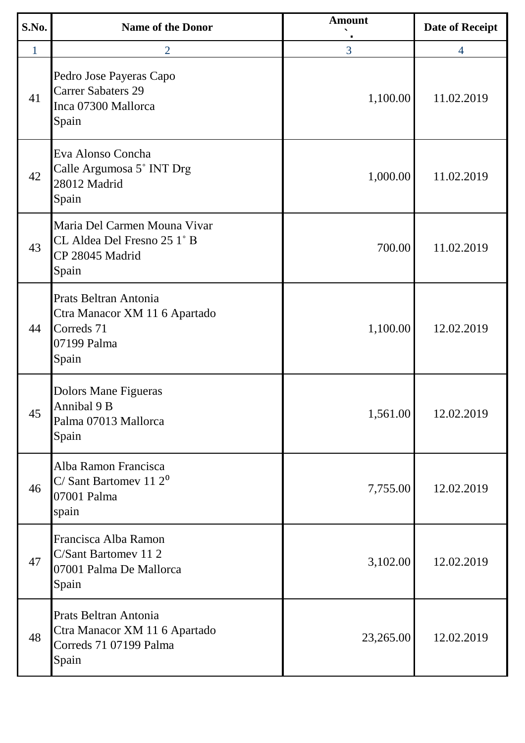| S.No. | Name of the Donor | Amount ` | Date of Receipt |
|---|---|---|---|
| 1 | 2 | 3 | 4 |
| 41 | Pedro Jose Payeras Capo<br>Carrer Sabaters 29<br>Inca 07300 Mallorca<br>Spain | 1,100.00 | 11.02.2019 |
| 42 | Eva Alonso Concha<br>Calle Argumosa 5˚ INT Drg<br>28012 Madrid<br>Spain | 1,000.00 | 11.02.2019 |
| 43 | Maria Del Carmen Mouna Vivar<br>CL Aldea Del Fresno 25 1˚ B<br>CP 28045 Madrid<br>Spain | 700.00 | 11.02.2019 |
| 44 | Prats Beltran Antonia<br>Ctra Manacor XM 11 6 Apartado<br>Correds 71<br>07199 Palma<br>Spain | 1,100.00 | 12.02.2019 |
| 45 | Dolors Mane Figueras<br>Annibal 9 B<br>Palma 07013 Mallorca<br>Spain | 1,561.00 | 12.02.2019 |
| 46 | Alba Ramon Francisca<br>C/ Sant Bartomev 11 2º<br>07001 Palma<br>spain | 7,755.00 | 12.02.2019 |
| 47 | Francisca Alba Ramon<br>C/Sant Bartomev 11 2<br>07001 Palma De Mallorca<br>Spain | 3,102.00 | 12.02.2019 |
| 48 | Prats Beltran Antonia<br>Ctra Manacor XM 11 6 Apartado<br>Correds 71 07199 Palma<br>Spain | 23,265.00 | 12.02.2019 |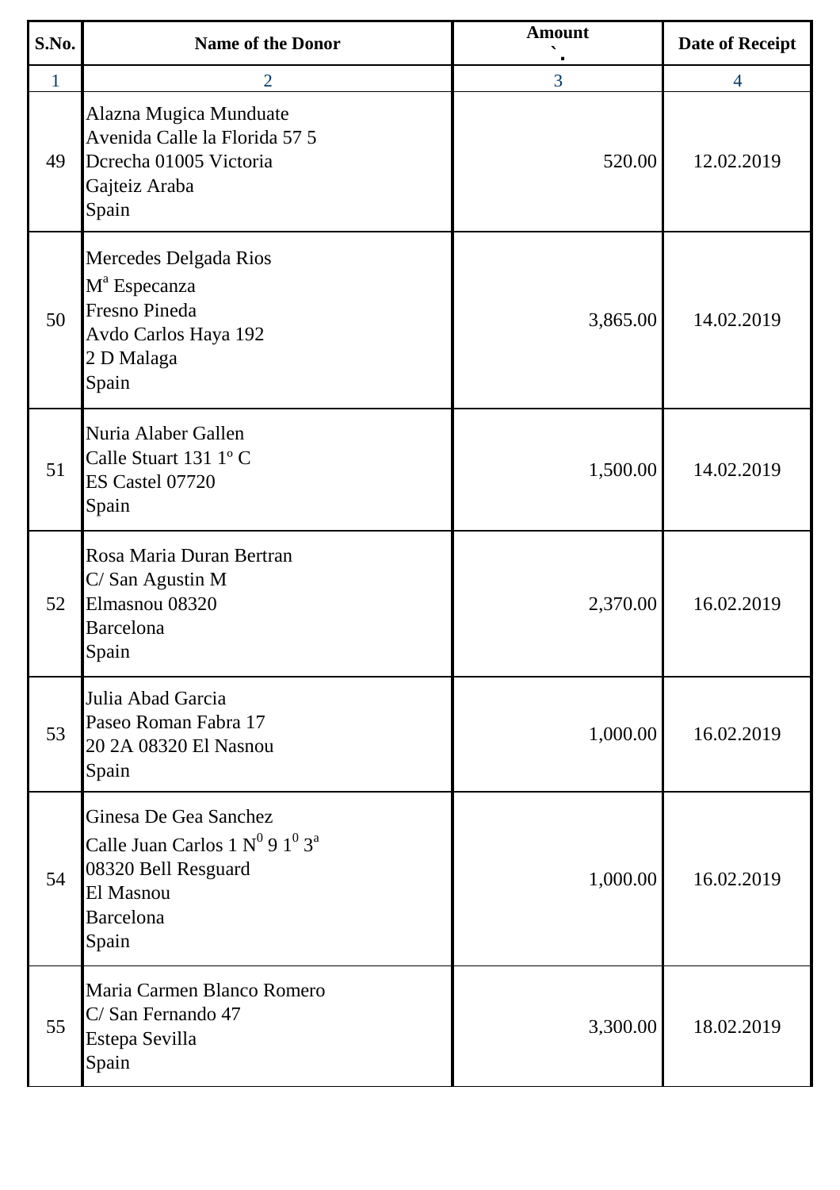| S.No. | Name of the Donor | Amount ` | Date of Receipt |
|---|---|---|---|
| 1 | 2 | 3 | 4 |
| 49 | Alazna Mugica Munduate<br>Avenida Calle la Florida 57 5<br>Dcrecha 01005 Victoria<br>Gajteiz Araba<br>Spain | 520.00 | 12.02.2019 |
| 50 | Mercedes Delgada Rios<br>M[a] Especanza<br>Fresno Pineda<br>Avdo Carlos Haya 192<br>2 D Malaga<br>Spain | 3,865.00 | 14.02.2019 |
| 51 | Nuria Alaber Gallen<br>Calle Stuart 131 1º C<br>ES Castel 07720<br>Spain | 1,500.00 | 14.02.2019 |
| 52 | Rosa Maria Duran Bertran<br>C/ San Agustin M<br>Elmasnou 08320<br>Barcelona<br>Spain | 2,370.00 | 16.02.2019 |
| 53 | Julia Abad Garcia<br>Paseo Roman Fabra 17<br>20 2A 08320 El Nasnou<br>Spain | 1,000.00 | 16.02.2019 |
| 54 | Ginesa De Gea Sanchez<br>Calle Juan Carlos 1 N[0] 9 1[0] 3[a]<br>08320 Bell Resguard<br>El Masnou<br>Barcelona<br>Spain | 1,000.00 | 16.02.2019 |
| 55 | Maria Carmen Blanco Romero<br>C/ San Fernando 47<br>Estepa Sevilla<br>Spain | 3,300.00 | 18.02.2019 |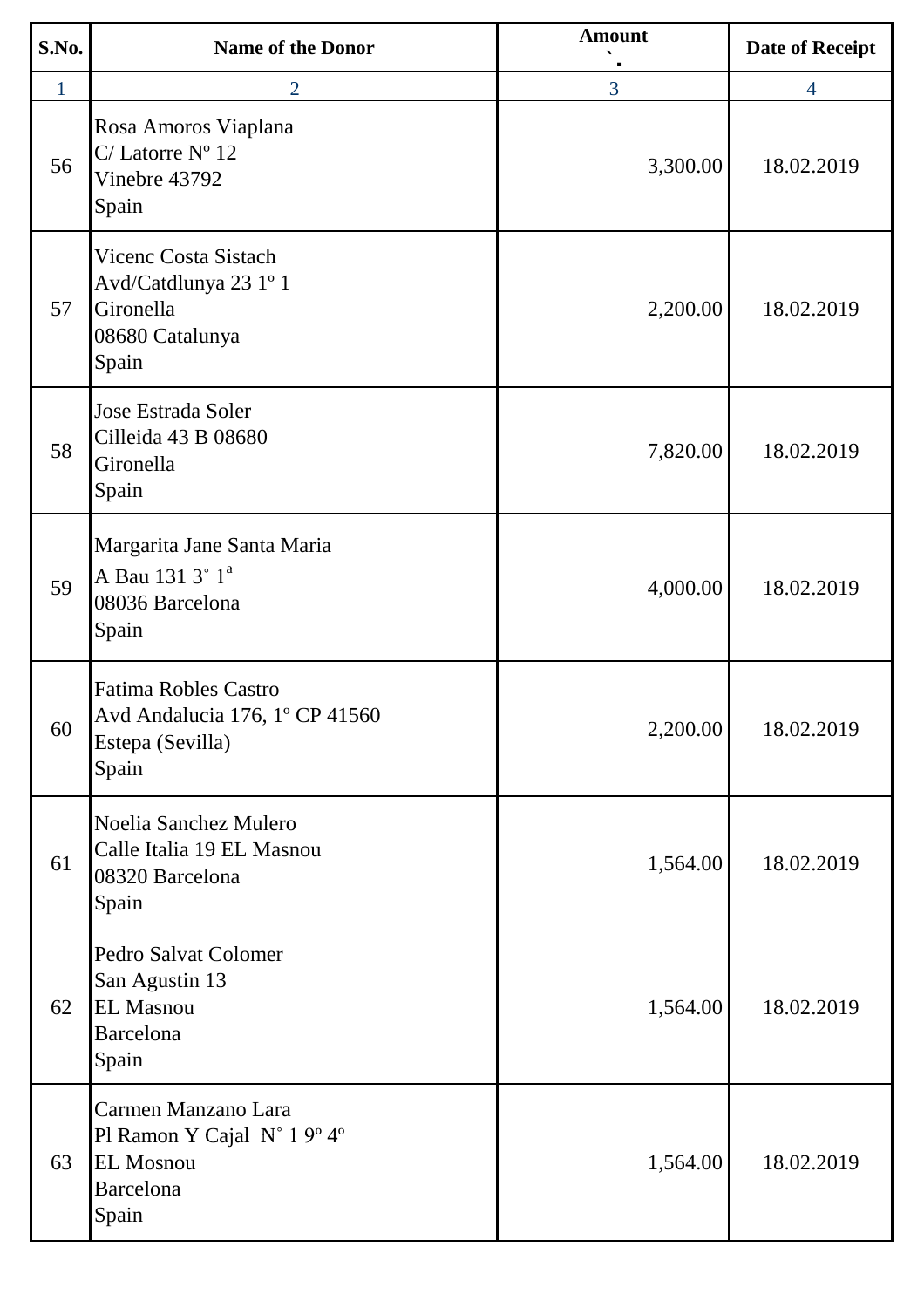| S.No. | Name of the Donor | Amount<br>` | Date of Receipt |
|---|---|---|---|
| 1 | 2 | 3 | 4 |
| 56 | Rosa Amoros Viaplana<br>C/ Latorre Nº 12<br>Vinebre 43792<br>Spain | 3,300.00 | 18.02.2019 |
| 57 | Vicenc Costa Sistach<br>Avd/Catdlunya 23 1º 1<br>Gironella<br>08680 Catalunya<br>Spain | 2,200.00 | 18.02.2019 |
| 58 | Jose Estrada Soler<br>Cilleida 43 B 08680<br>Gironella<br>Spain | 7,820.00 | 18.02.2019 |
| 59 | Margarita Jane Santa Maria<br>A Bau 131 3˚ 1ª<br>08036 Barcelona<br>Spain | 4,000.00 | 18.02.2019 |
| 60 | Fatima Robles Castro<br>Avd Andalucia 176, 1º CP 41560<br>Estepa (Sevilla)<br>Spain | 2,200.00 | 18.02.2019 |
| 61 | Noelia Sanchez Mulero<br>Calle Italia 19 EL Masnou<br>08320 Barcelona<br>Spain | 1,564.00 | 18.02.2019 |
| 62 | Pedro Salvat Colomer<br>San Agustin 13<br>EL Masnou<br>Barcelona<br>Spain | 1,564.00 | 18.02.2019 |
| 63 | Carmen Manzano Lara<br>Pl Ramon Y Cajal N˚ 1 9º 4º<br>EL Mosnou<br>Barcelona<br>Spain | 1,564.00 | 18.02.2019 |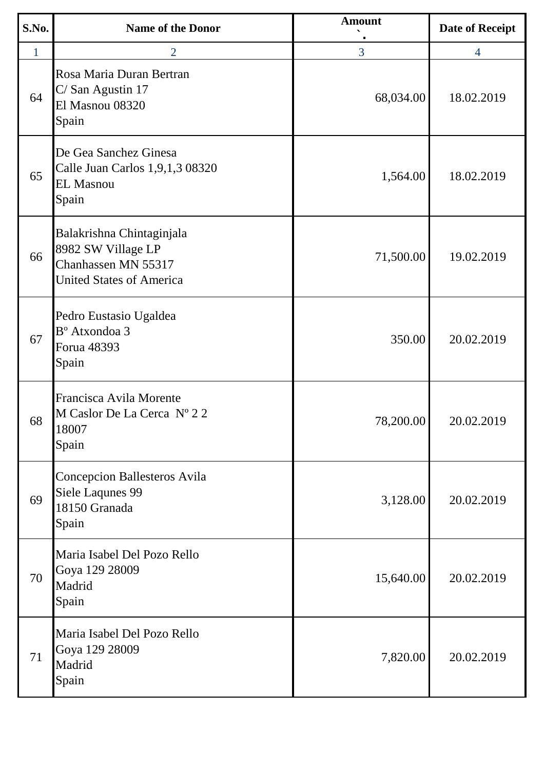| S.No. | Name of the Donor | Amount<br>` | Date of Receipt |
|---|---|---|---|
| 1 | 2 | 3 | 4 |
| 64 | Rosa Maria Duran Bertran<br>C/ San Agustin 17<br>El Masnou 08320<br>Spain | 68,034.00 | 18.02.2019 |
| 65 | De Gea Sanchez Ginesa<br>Calle Juan Carlos 1,9,1,3 08320<br>EL Masnou<br>Spain | 1,564.00 | 18.02.2019 |
| 66 | Balakrishna Chintaginjala<br>8982 SW Village LP<br>Chanhassen MN 55317<br>United States of America | 71,500.00 | 19.02.2019 |
| 67 | Pedro Eustasio Ugaldea<br>Bº Atxondoa 3<br>Forua 48393<br>Spain | 350.00 | 20.02.2019 |
| 68 | Francisca Avila Morente<br>M Caslor De La Cerca Nº 2 2<br>18007<br>Spain | 78,200.00 | 20.02.2019 |
| 69 | Concepcion Ballesteros Avila<br>Siele Laqunes 99<br>18150 Granada<br>Spain | 3,128.00 | 20.02.2019 |
| 70 | Maria Isabel Del Pozo Rello<br>Goya 129 28009<br>Madrid<br>Spain | 15,640.00 | 20.02.2019 |
| 71 | Maria Isabel Del Pozo Rello<br>Goya 129 28009<br>Madrid<br>Spain | 7,820.00 | 20.02.2019 |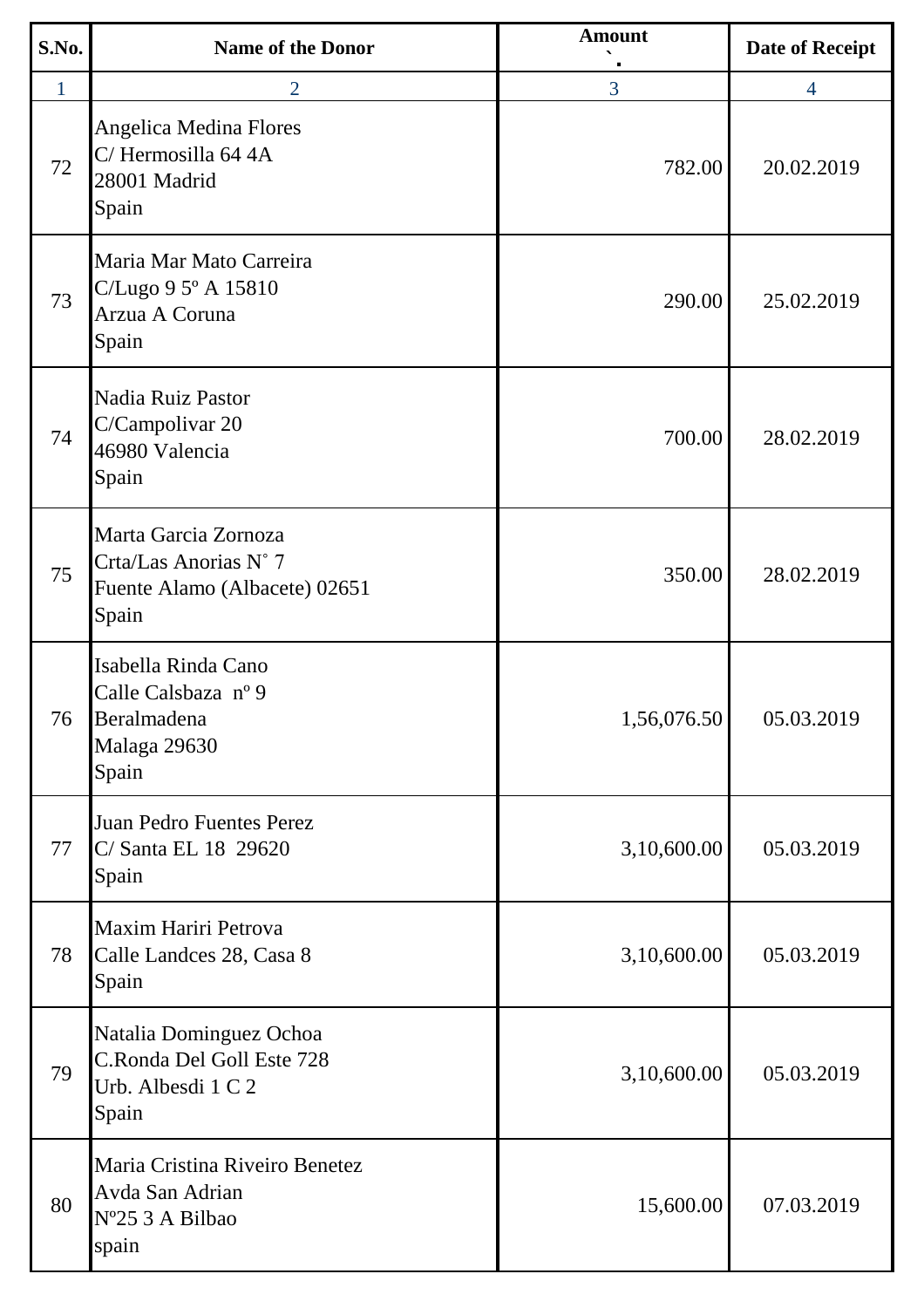| S.No. | Name of the Donor | Amount<br>` | Date of Receipt |
|---|---|---|---|
| 1 | 2 | 3 | 4 |
| 72 | Angelica Medina Flores<br>C/ Hermosilla 64 4A<br>28001 Madrid<br>Spain | 782.00 | 20.02.2019 |
| 73 | Maria Mar Mato Carreira<br>C/Lugo 9 5º A 15810<br>Arzua A Coruna<br>Spain | 290.00 | 25.02.2019 |
| 74 | Nadia Ruiz Pastor<br>C/Campolivar 20<br>46980 Valencia<br>Spain | 700.00 | 28.02.2019 |
| 75 | Marta Garcia Zornoza<br>Crta/Las Anorias N˚ 7<br>Fuente Alamo (Albacete) 02651<br>Spain | 350.00 | 28.02.2019 |
| 76 | Isabella Rinda Cano<br>Calle Calsbaza nº 9<br>Beralmadena<br>Malaga 29630<br>Spain | 1,56,076.50 | 05.03.2019 |
| 77 | Juan Pedro Fuentes Perez<br>C/ Santa EL 18 29620<br>Spain | 3,10,600.00 | 05.03.2019 |
| 78 | Maxim Hariri Petrova<br>Calle Landces 28, Casa 8<br>Spain | 3,10,600.00 | 05.03.2019 |
| 79 | Natalia Dominguez Ochoa<br>C.Ronda Del Goll Este 728<br>Urb. Albesdi 1 C 2<br>Spain | 3,10,600.00 | 05.03.2019 |
| 80 | Maria Cristina Riveiro Benetez<br>Avda San Adrian<br>Nº25 3 A Bilbao<br>spain | 15,600.00 | 07.03.2019 |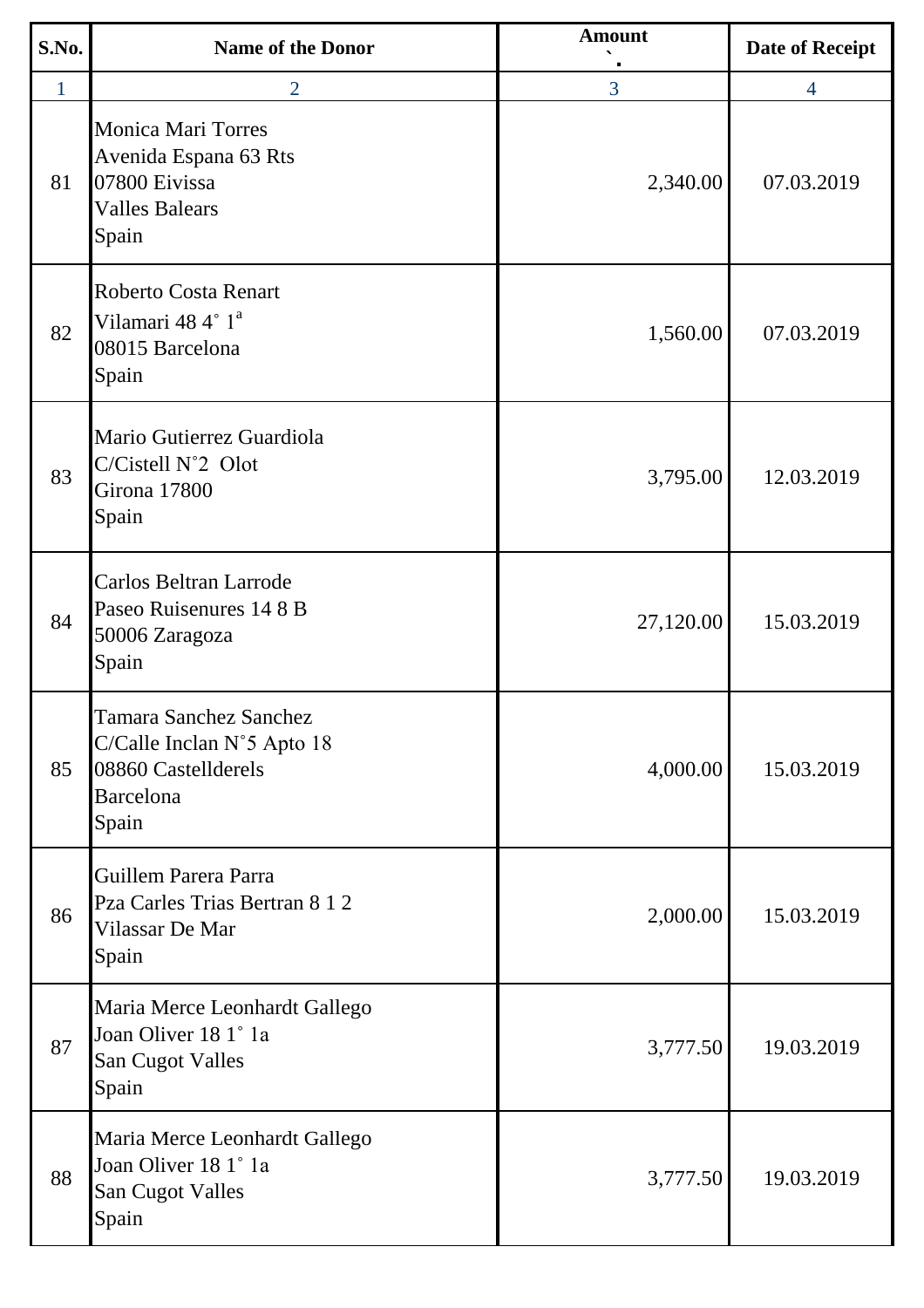| S.No. | Name of the Donor | Amount ` | Date of Receipt |
|---|---|---|---|
| 1 | 2 | 3 | 4 |
| 81 | Monica Mari Torres<br>Avenida Espana 63 Rts<br>07800 Eivissa<br>Valles Balears<br>Spain | 2,340.00 | 07.03.2019 |
| 82 | Roberto Costa Renart<br>Vilamari 48 4˚ 1[a]<br>08015 Barcelona<br>Spain | 1,560.00 | 07.03.2019 |
| 83 | Mario Gutierrez Guardiola<br>C/Cistell N˚2 Olot<br>Girona 17800<br>Spain | 3,795.00 | 12.03.2019 |
| 84 | Carlos Beltran Larrode<br>Paseo Ruisenures 14 8 B<br>50006 Zaragoza<br>Spain | 27,120.00 | 15.03.2019 |
| 85 | Tamara Sanchez Sanchez<br>C/Calle Inclan N˚5 Apto 18<br>08860 Castellderels<br>Barcelona<br>Spain | 4,000.00 | 15.03.2019 |
| 86 | Guillem Parera Parra<br>Pza Carles Trias Bertran 8 1 2<br>Vilassar De Mar<br>Spain | 2,000.00 | 15.03.2019 |
| 87 | Maria Merce Leonhardt Gallego<br>Joan Oliver 18 1˚ 1a<br>San Cugot Valles<br>Spain | 3,777.50 | 19.03.2019 |
| 88 | Maria Merce Leonhardt Gallego<br>Joan Oliver 18 1˚ 1a<br>San Cugot Valles<br>Spain | 3,777.50 | 19.03.2019 |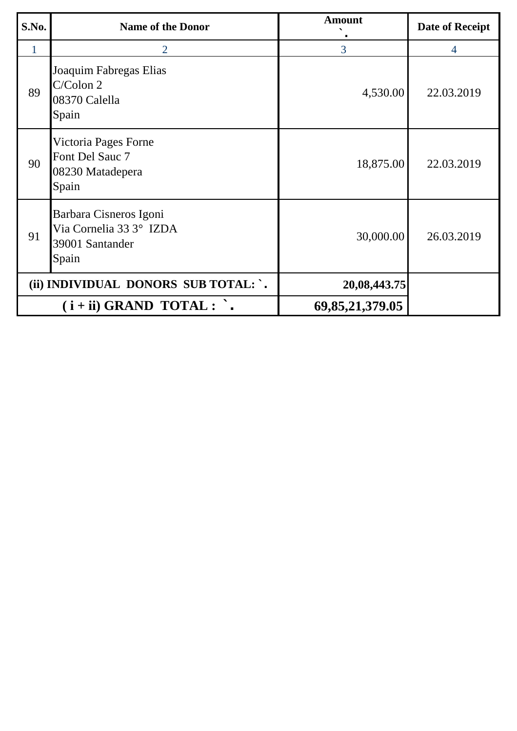| S.No. | Name of the Donor | Amount ` . | Date of Receipt |
| --- | --- | --- | --- |
| 1 | 2 | 3 | 4 |
| 89 | Joaquim Fabregas Elias<br>C/Colon 2<br>08370 Calella<br>Spain | 4,530.00 | 22.03.2019 |
| 90 | Victoria Pages Forne<br>Font Del Sauc 7<br>08230 Matadepera<br>Spain | 18,875.00 | 22.03.2019 |
| 91 | Barbara Cisneros Igoni<br>Via Cornelia 33 3° IZDA<br>39001 Santander<br>Spain | 30,000.00 | 26.03.2019 |
| **(ii) INDIVIDUAL DONORS SUB TOTAL: ` .** | | **20,08,443.75** | |
| **( i + ii) GRAND TOTAL : ` .** | | **69,85,21,379.05** | |